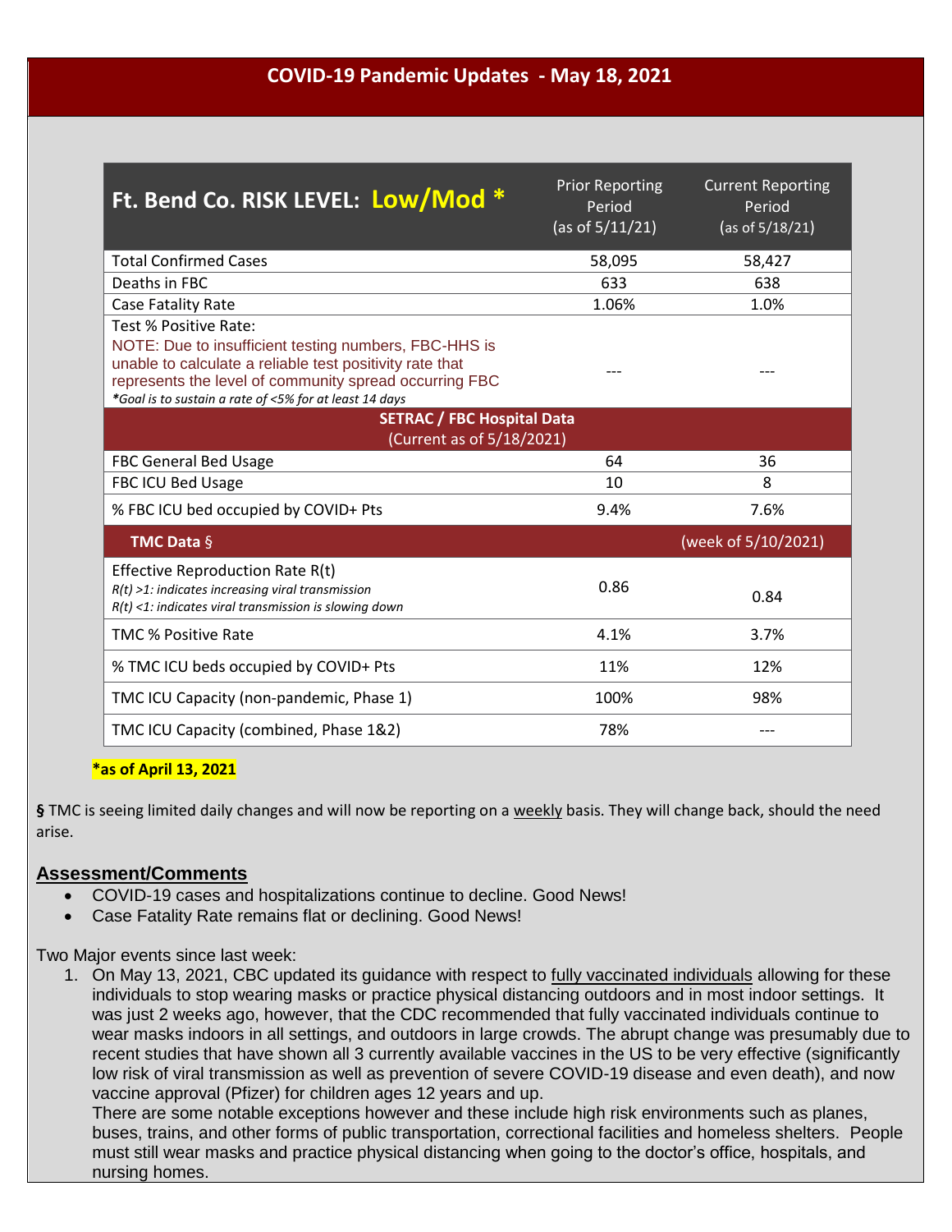# COVID-19 Pandemic Updates - May 18, 2021

| Ft. Bend Co. RISK LEVEL: **Low/Mod \*** | Prior Reporting Period (as of 5/11/21) | Current Reporting Period (as of 5/18/21) |
|---|---|---|
| Total Confirmed Cases | 58,095 | 58,427 |
| Deaths in FBC | 633 | 638 |
| Case Fatality Rate | 1.06% | 1.0% |
| Test % Positive Rate: NOTE: Due to insufficient testing numbers, FBC-HHS is unable to calculate a reliable test positivity rate that represents the level of community spread occurring FBC *\*Goal is to sustain a rate of <5% for at least 14 days* | --- | --- |
| **SETRAC / FBC Hospital Data** (Current as of 5/18/2021) | | |
| FBC General Bed Usage | 64 | 36 |
| FBC ICU Bed Usage | 10 | 8 |
| % FBC ICU bed occupied by COVID+ Pts | 9.4% | 7.6% |
| **TMC Data §** | | (week of 5/10/2021) |
| Effective Reproduction Rate R(t) *R(t) >1: indicates increasing viral transmission* *R(t) <1: indicates viral transmission is slowing down* | 0.86 | 0.84 |
| TMC % Positive Rate | 4.1% | 3.7% |
| % TMC ICU beds occupied by COVID+ Pts | 11% | 12% |
| TMC ICU Capacity (non-pandemic, Phase 1) | 100% | 98% |
| TMC ICU Capacity (combined, Phase 1&2) | 78% | --- |

**\*as of April 13, 2021**

**§** TMC is seeing limited daily changes and will now be reporting on a weekly basis. They will change back, should the need arise.

## Assessment/Comments

- COVID-19 cases and hospitalizations continue to decline. Good News!
- Case Fatality Rate remains flat or declining. Good News!

Two Major events since last week:

1. On May 13, 2021, CBC updated its guidance with respect to fully vaccinated individuals allowing for these individuals to stop wearing masks or practice physical distancing outdoors and in most indoor settings. It was just 2 weeks ago, however, that the CDC recommended that fully vaccinated individuals continue to wear masks indoors in all settings, and outdoors in large crowds. The abrupt change was presumably due to recent studies that have shown all 3 currently available vaccines in the US to be very effective (significantly low risk of viral transmission as well as prevention of severe COVID-19 disease and even death), and now vaccine approval (Pfizer) for children ages 12 years and up.
   There are some notable exceptions however and these include high risk environments such as planes, buses, trains, and other forms of public transportation, correctional facilities and homeless shelters. People must still wear masks and practice physical distancing when going to the doctor's office, hospitals, and nursing homes.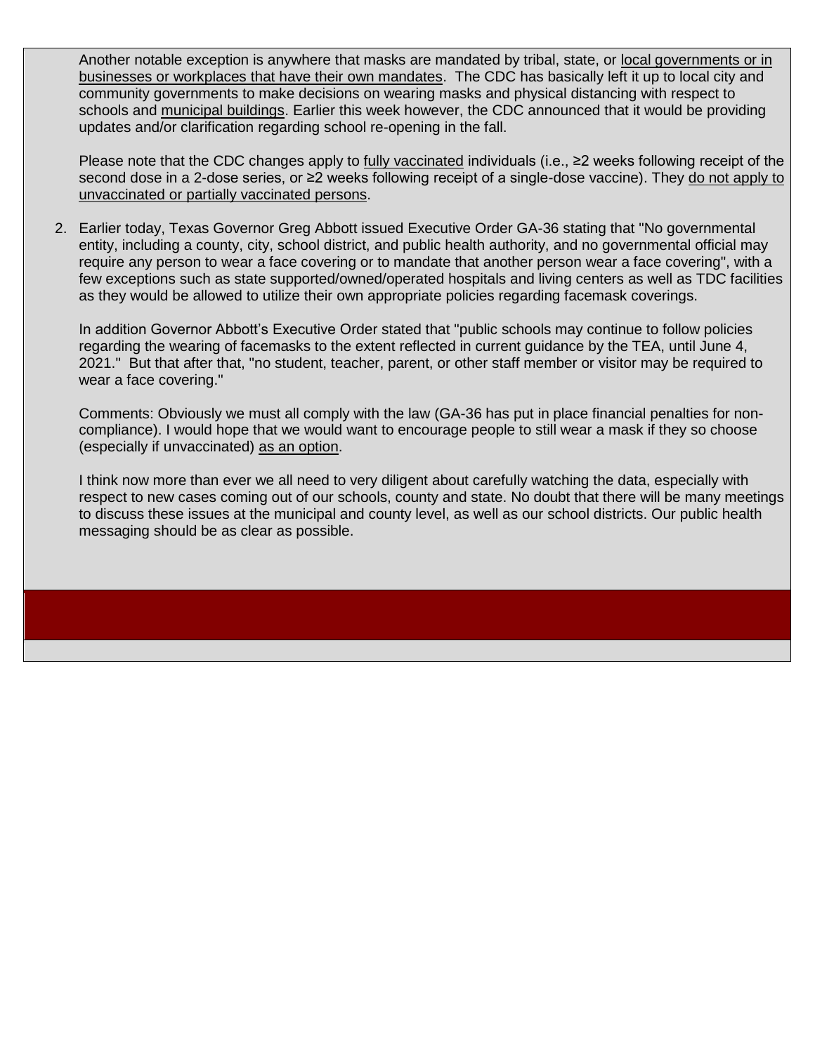Another notable exception is anywhere that masks are mandated by tribal, state, or <u>local governments or in businesses or workplaces that have their own mandates</u>. The CDC has basically left it up to local city and community governments to make decisions on wearing masks and physical distancing with respect to schools and <u>municipal buildings</u>. Earlier this week however, the CDC announced that it would be providing updates and/or clarification regarding school re-opening in the fall.

Please note that the CDC changes apply to <u>fully vaccinated</u> individuals (i.e., ≥2 weeks following receipt of the second dose in a 2-dose series, or ≥2 weeks following receipt of a single-dose vaccine). They <u>do not apply to unvaccinated or partially vaccinated persons</u>.

2. Earlier today, Texas Governor Greg Abbott issued Executive Order GA-36 stating that "No governmental entity, including a county, city, school district, and public health authority, and no governmental official may require any person to wear a face covering or to mandate that another person wear a face covering", with a few exceptions such as state supported/owned/operated hospitals and living centers as well as TDC facilities as they would be allowed to utilize their own appropriate policies regarding facemask coverings.

   In addition Governor Abbott's Executive Order stated that "public schools may continue to follow policies regarding the wearing of facemasks to the extent reflected in current guidance by the TEA, until June 4, 2021." But that after that, "no student, teacher, parent, or other staff member or visitor may be required to wear a face covering."

   Comments: Obviously we must all comply with the law (GA-36 has put in place financial penalties for non-compliance). I would hope that we would want to encourage people to still wear a mask if they so choose (especially if unvaccinated) <u>as an option</u>.

   I think now more than ever we all need to very diligent about carefully watching the data, especially with respect to new cases coming out of our schools, county and state. No doubt that there will be many meetings to discuss these issues at the municipal and county level, as well as our school districts. Our public health messaging should be as clear as possible.